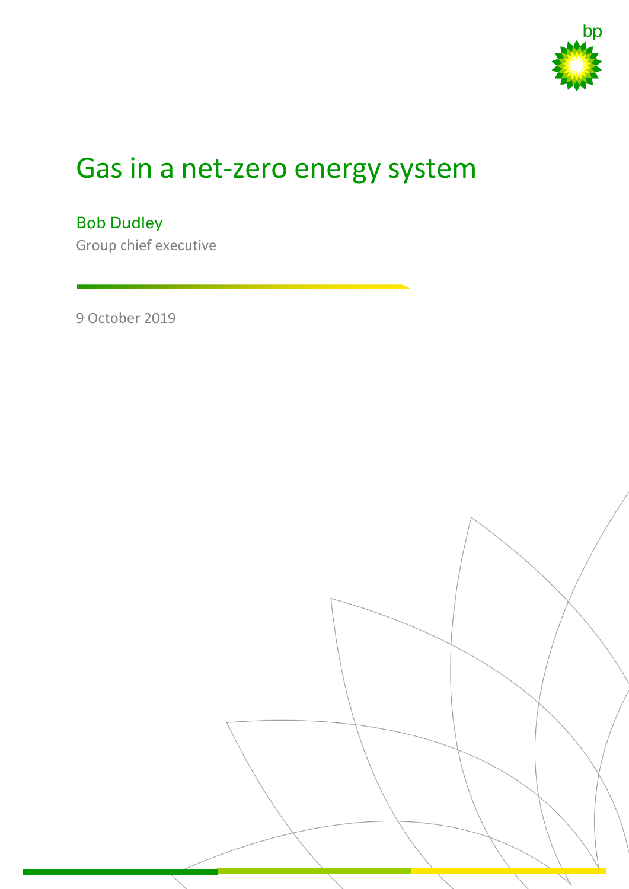# Gas in a net-zero energy system

Bob Dudley

Group chief executive

9 October 2019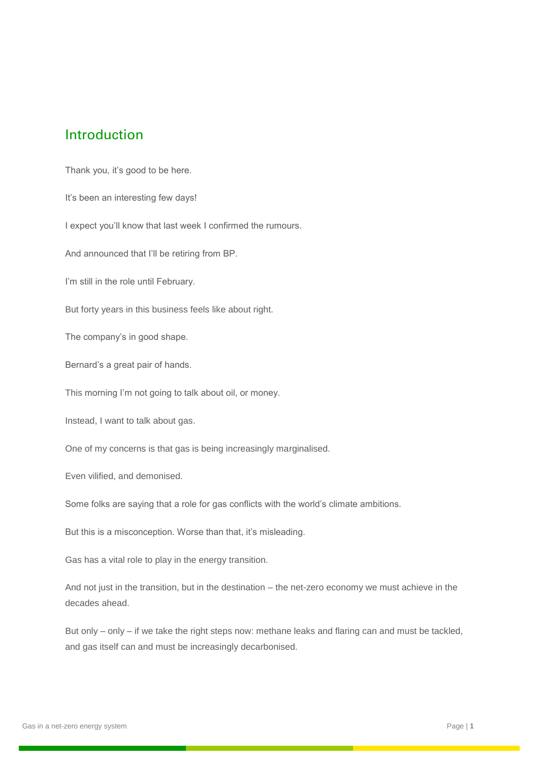## Introduction

Thank you, it's good to be here.

It's been an interesting few days!

I expect you'll know that last week I confirmed the rumours.

And announced that I'll be retiring from BP.

I'm still in the role until February.

But forty years in this business feels like about right.

The company's in good shape.

Bernard's a great pair of hands.

This morning I'm not going to talk about oil, or money.

Instead, I want to talk about gas.

One of my concerns is that gas is being increasingly marginalised.

Even vilified, and demonised.

Some folks are saying that a role for gas conflicts with the world's climate ambitions.

But this is a misconception. Worse than that, it's misleading.

Gas has a vital role to play in the energy transition.

And not just in the transition, but in the destination – the net-zero economy we must achieve in the decades ahead.

But only – only – if we take the right steps now: methane leaks and flaring can and must be tackled, and gas itself can and must be increasingly decarbonised.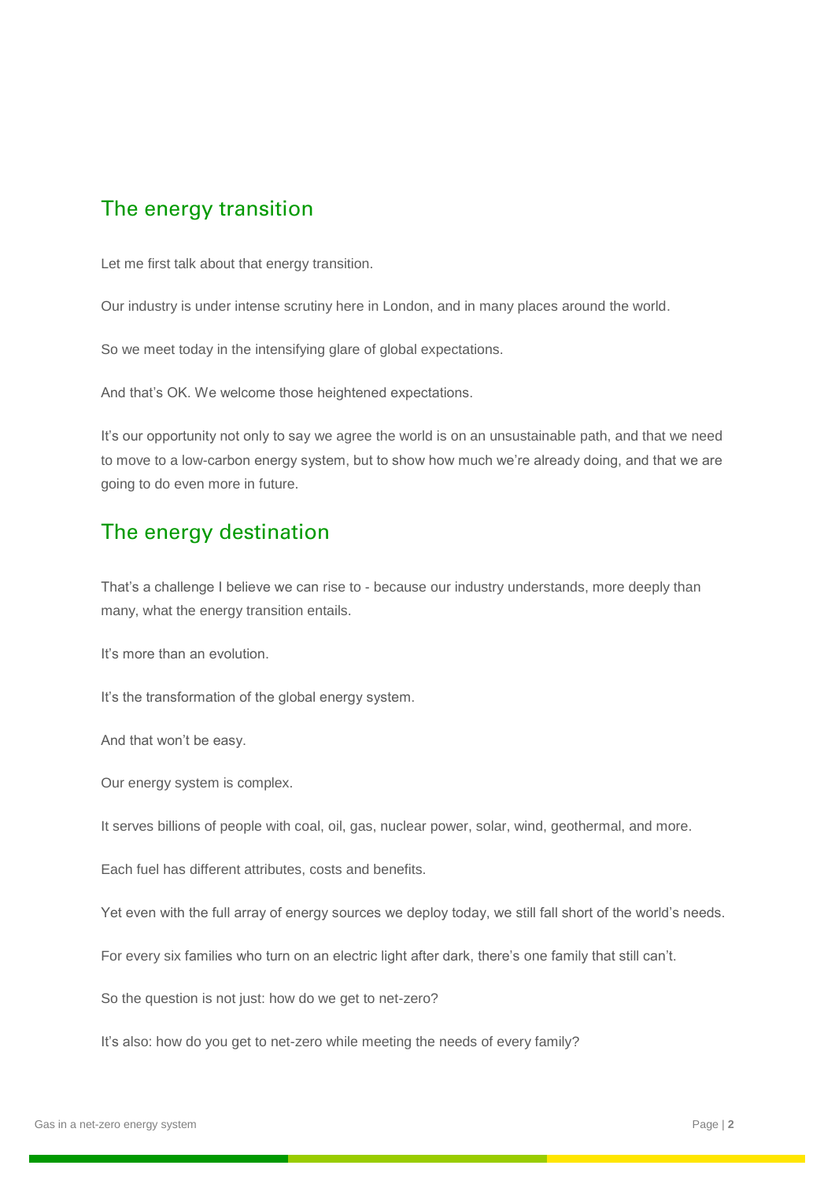## The energy transition

Let me first talk about that energy transition.

Our industry is under intense scrutiny here in London, and in many places around the world.

So we meet today in the intensifying glare of global expectations.

And that's OK. We welcome those heightened expectations.

It's our opportunity not only to say we agree the world is on an unsustainable path, and that we need to move to a low-carbon energy system, but to show how much we're already doing, and that we are going to do even more in future.

## The energy destination

That's a challenge I believe we can rise to - because our industry understands, more deeply than many, what the energy transition entails.

It's more than an evolution.

It's the transformation of the global energy system.

And that won't be easy.

Our energy system is complex.

It serves billions of people with coal, oil, gas, nuclear power, solar, wind, geothermal, and more.

Each fuel has different attributes, costs and benefits.

Yet even with the full array of energy sources we deploy today, we still fall short of the world's needs.

For every six families who turn on an electric light after dark, there's one family that still can't.

So the question is not just: how do we get to net-zero?

It's also: how do you get to net-zero while meeting the needs of every family?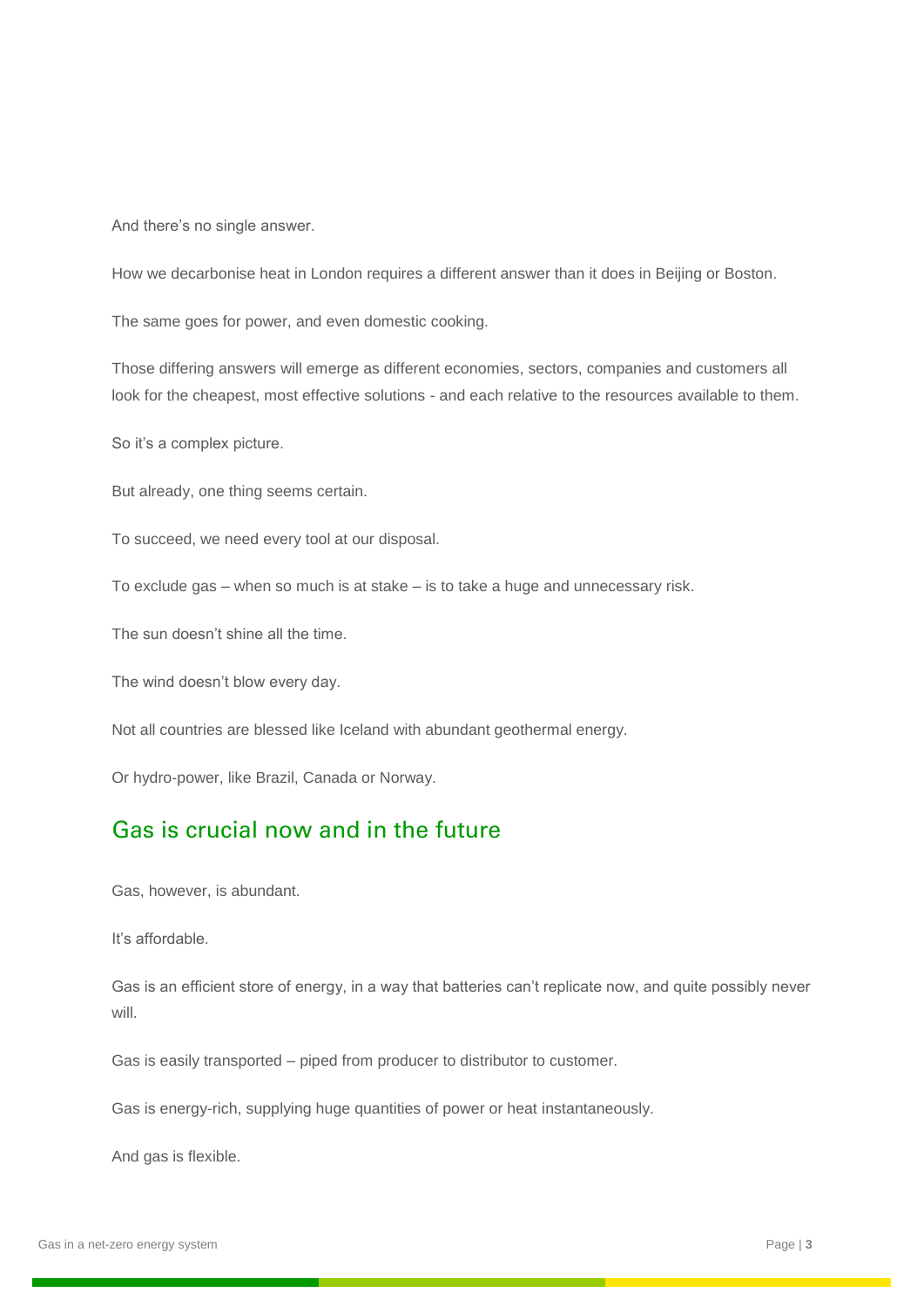And there's no single answer.

How we decarbonise heat in London requires a different answer than it does in Beijing or Boston.

The same goes for power, and even domestic cooking.

Those differing answers will emerge as different economies, sectors, companies and customers all look for the cheapest, most effective solutions - and each relative to the resources available to them.

So it's a complex picture.

But already, one thing seems certain.

To succeed, we need every tool at our disposal.

To exclude gas – when so much is at stake – is to take a huge and unnecessary risk.

The sun doesn't shine all the time.

The wind doesn't blow every day.

Not all countries are blessed like Iceland with abundant geothermal energy.

Or hydro-power, like Brazil, Canada or Norway.

## Gas is crucial now and in the future

Gas, however, is abundant.

It's affordable.

Gas is an efficient store of energy, in a way that batteries can't replicate now, and quite possibly never will.

Gas is easily transported – piped from producer to distributor to customer.

Gas is energy-rich, supplying huge quantities of power or heat instantaneously.

And gas is flexible.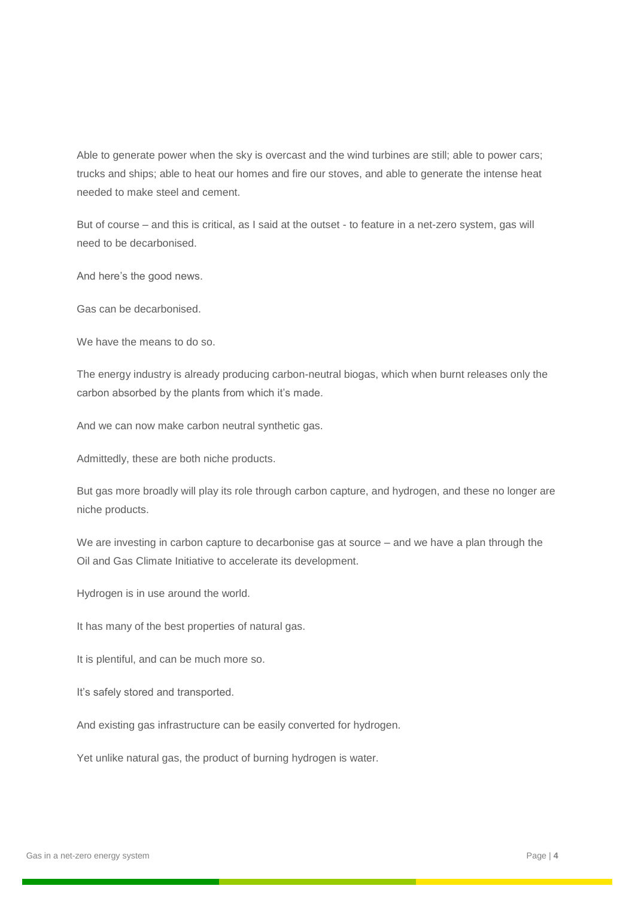Able to generate power when the sky is overcast and the wind turbines are still; able to power cars; trucks and ships; able to heat our homes and fire our stoves, and able to generate the intense heat needed to make steel and cement.

But of course – and this is critical, as I said at the outset - to feature in a net-zero system, gas will need to be decarbonised.

And here's the good news.

Gas can be decarbonised.

We have the means to do so.

The energy industry is already producing carbon-neutral biogas, which when burnt releases only the carbon absorbed by the plants from which it's made.

And we can now make carbon neutral synthetic gas.

Admittedly, these are both niche products.

But gas more broadly will play its role through carbon capture, and hydrogen, and these no longer are niche products.

We are investing in carbon capture to decarbonise gas at source – and we have a plan through the Oil and Gas Climate Initiative to accelerate its development.

Hydrogen is in use around the world.

It has many of the best properties of natural gas.

It is plentiful, and can be much more so.

It's safely stored and transported.

And existing gas infrastructure can be easily converted for hydrogen.

Yet unlike natural gas, the product of burning hydrogen is water.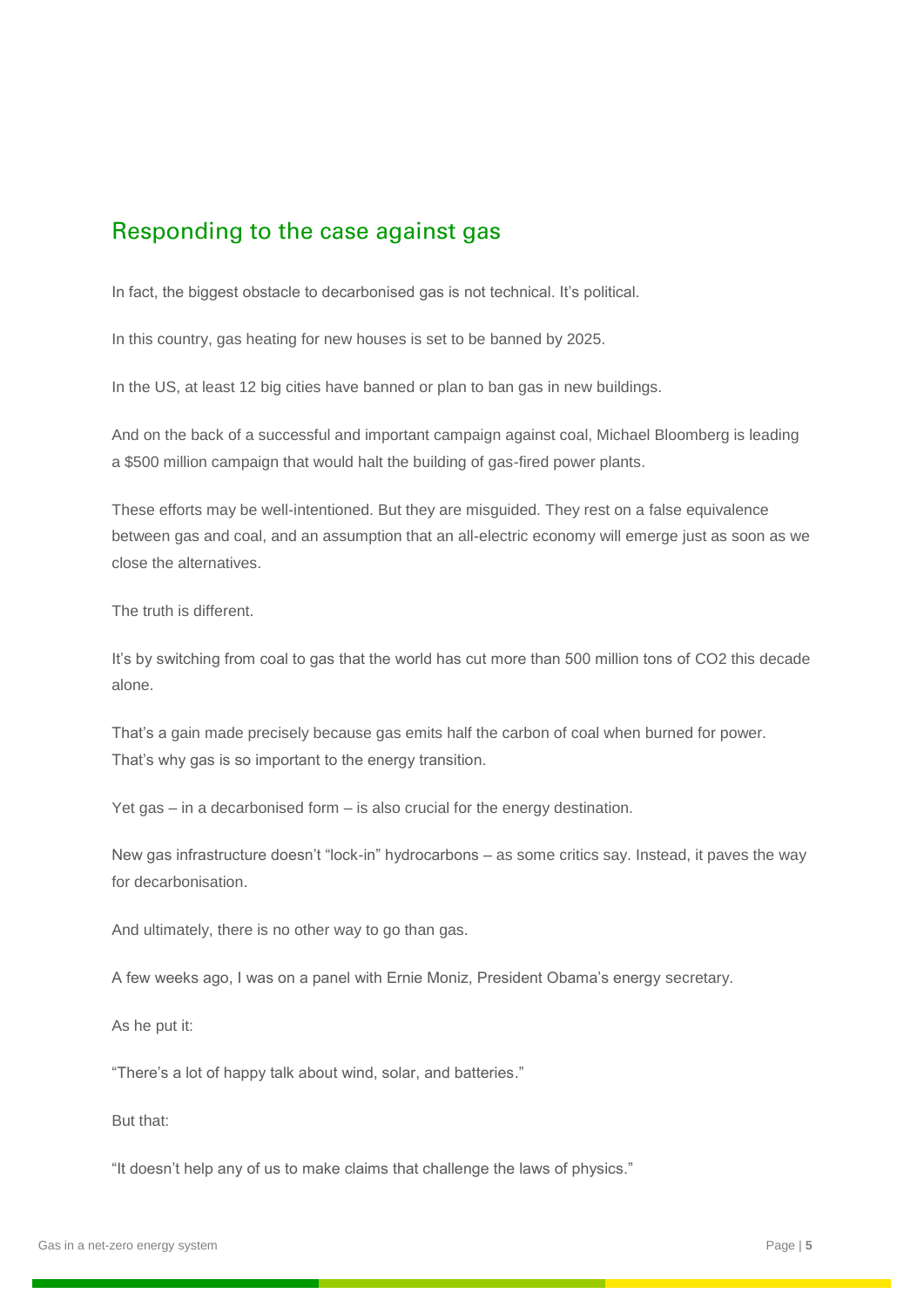## Responding to the case against gas

In fact, the biggest obstacle to decarbonised gas is not technical. It's political.

In this country, gas heating for new houses is set to be banned by 2025.

In the US, at least 12 big cities have banned or plan to ban gas in new buildings.

And on the back of a successful and important campaign against coal, Michael Bloomberg is leading a $500 million campaign that would halt the building of gas-fired power plants.

These efforts may be well-intentioned. But they are misguided. They rest on a false equivalence between gas and coal, and an assumption that an all-electric economy will emerge just as soon as we close the alternatives.

The truth is different.

It's by switching from coal to gas that the world has cut more than 500 million tons of CO2 this decade alone.

That's a gain made precisely because gas emits half the carbon of coal when burned for power. That's why gas is so important to the energy transition.

Yet gas – in a decarbonised form – is also crucial for the energy destination.

New gas infrastructure doesn't "lock-in" hydrocarbons – as some critics say. Instead, it paves the way for decarbonisation.

And ultimately, there is no other way to go than gas.

A few weeks ago, I was on a panel with Ernie Moniz, President Obama's energy secretary.

As he put it:

"There's a lot of happy talk about wind, solar, and batteries."

But that:

"It doesn't help any of us to make claims that challenge the laws of physics."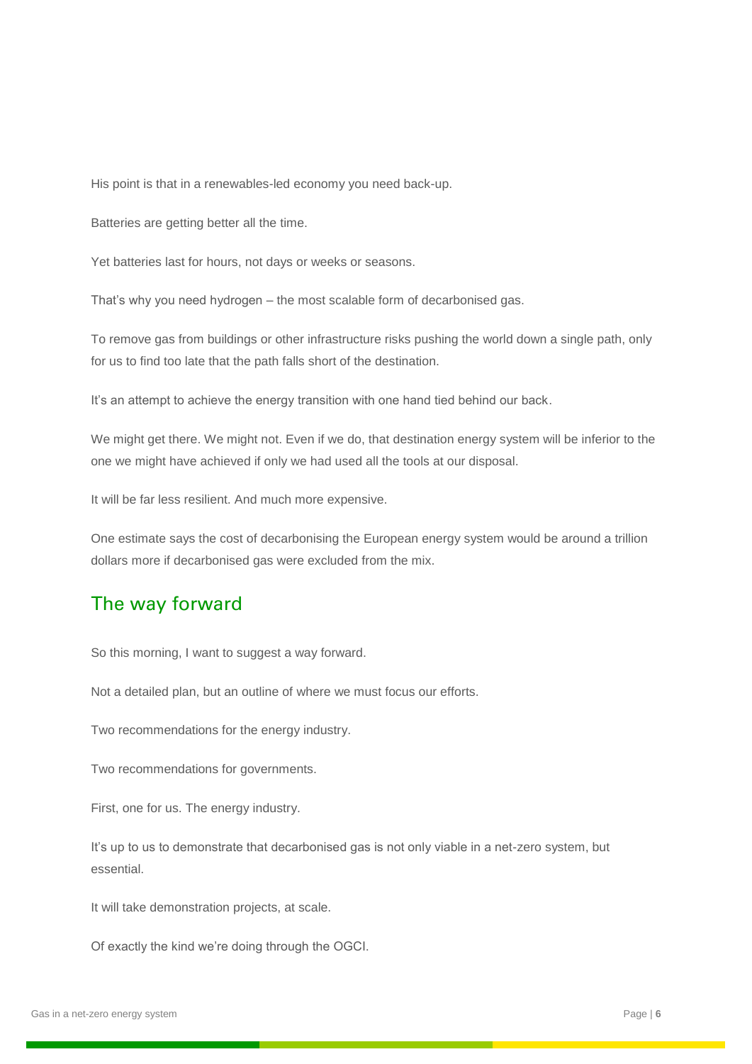His point is that in a renewables-led economy you need back-up.

Batteries are getting better all the time.

Yet batteries last for hours, not days or weeks or seasons.

That's why you need hydrogen – the most scalable form of decarbonised gas.

To remove gas from buildings or other infrastructure risks pushing the world down a single path, only for us to find too late that the path falls short of the destination.

It's an attempt to achieve the energy transition with one hand tied behind our back.

We might get there. We might not. Even if we do, that destination energy system will be inferior to the one we might have achieved if only we had used all the tools at our disposal.

It will be far less resilient. And much more expensive.

One estimate says the cost of decarbonising the European energy system would be around a trillion dollars more if decarbonised gas were excluded from the mix.

## The way forward

So this morning, I want to suggest a way forward.

Not a detailed plan, but an outline of where we must focus our efforts.

Two recommendations for the energy industry.

Two recommendations for governments.

First, one for us. The energy industry.

It's up to us to demonstrate that decarbonised gas is not only viable in a net-zero system, but essential.

It will take demonstration projects, at scale.

Of exactly the kind we're doing through the OGCI.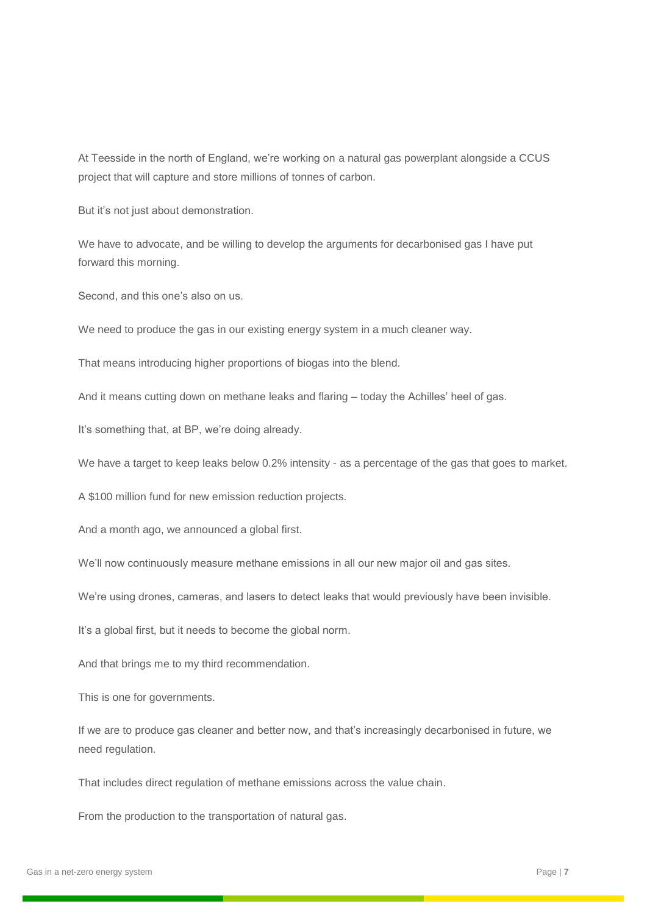At Teesside in the north of England, we're working on a natural gas powerplant alongside a CCUS project that will capture and store millions of tonnes of carbon.

But it's not just about demonstration.

We have to advocate, and be willing to develop the arguments for decarbonised gas I have put forward this morning.

Second, and this one's also on us.

We need to produce the gas in our existing energy system in a much cleaner way.

That means introducing higher proportions of biogas into the blend.

And it means cutting down on methane leaks and flaring – today the Achilles' heel of gas.

It's something that, at BP, we're doing already.

We have a target to keep leaks below 0.2% intensity - as a percentage of the gas that goes to market.

A $100 million fund for new emission reduction projects.

And a month ago, we announced a global first.

We'll now continuously measure methane emissions in all our new major oil and gas sites.

We're using drones, cameras, and lasers to detect leaks that would previously have been invisible.

It's a global first, but it needs to become the global norm.

And that brings me to my third recommendation.

This is one for governments.

If we are to produce gas cleaner and better now, and that's increasingly decarbonised in future, we need regulation.

That includes direct regulation of methane emissions across the value chain.

From the production to the transportation of natural gas.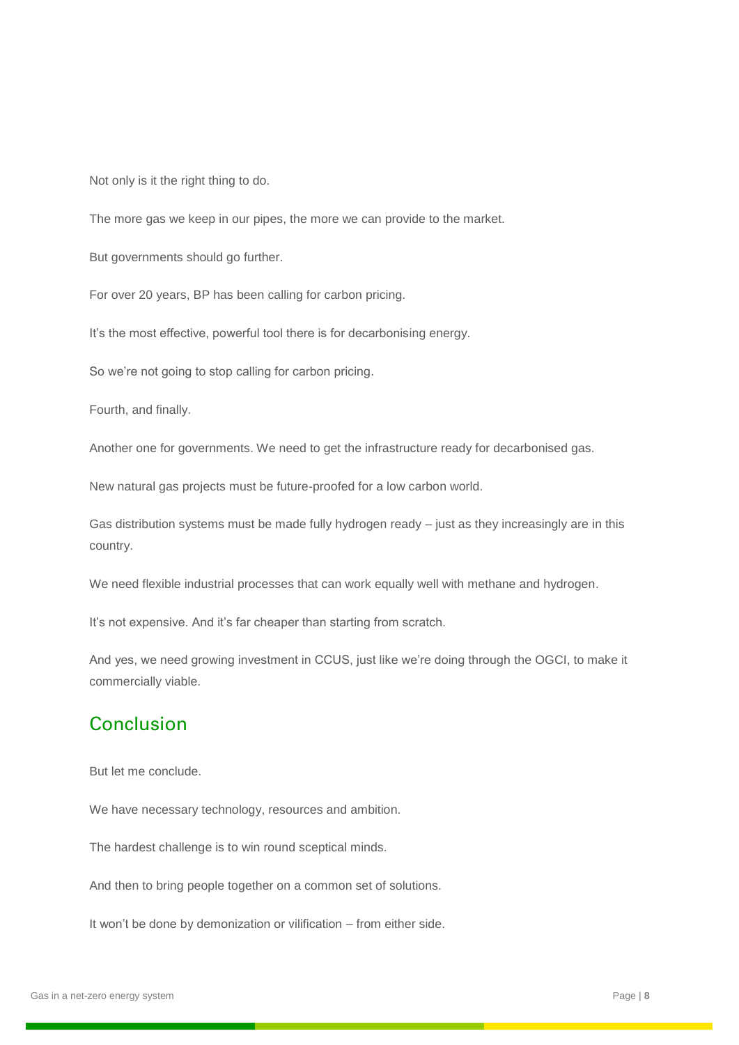Not only is it the right thing to do.

The more gas we keep in our pipes, the more we can provide to the market.

But governments should go further.

For over 20 years, BP has been calling for carbon pricing.

It's the most effective, powerful tool there is for decarbonising energy.

So we're not going to stop calling for carbon pricing.

Fourth, and finally.

Another one for governments. We need to get the infrastructure ready for decarbonised gas.

New natural gas projects must be future-proofed for a low carbon world.

Gas distribution systems must be made fully hydrogen ready – just as they increasingly are in this country.

We need flexible industrial processes that can work equally well with methane and hydrogen.

It's not expensive. And it's far cheaper than starting from scratch.

And yes, we need growing investment in CCUS, just like we're doing through the OGCI, to make it commercially viable.

## Conclusion

But let me conclude.

We have necessary technology, resources and ambition.

The hardest challenge is to win round sceptical minds.

And then to bring people together on a common set of solutions.

It won't be done by demonization or vilification – from either side.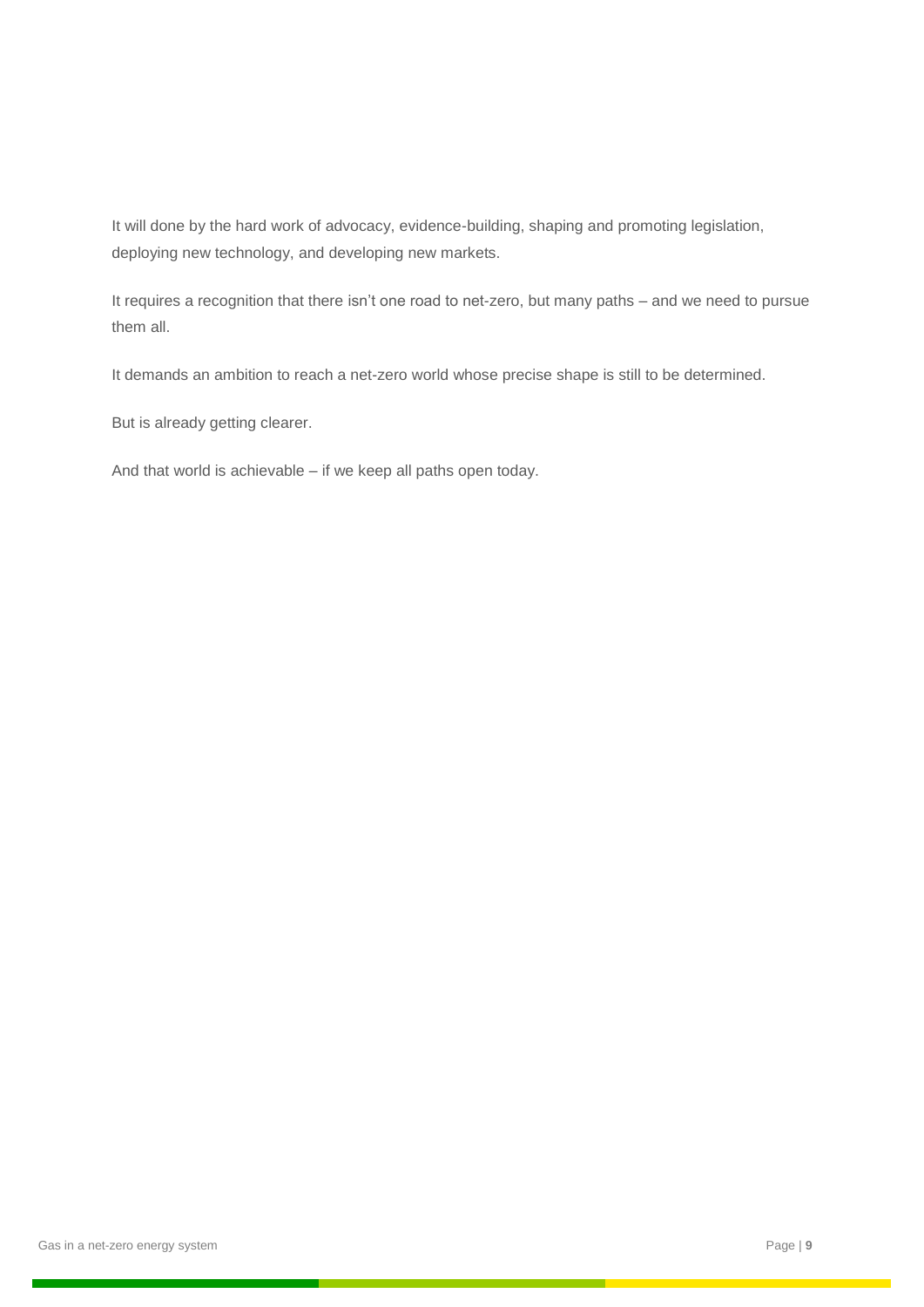It will done by the hard work of advocacy, evidence-building, shaping and promoting legislation, deploying new technology, and developing new markets.

It requires a recognition that there isn't one road to net-zero, but many paths – and we need to pursue them all.

It demands an ambition to reach a net-zero world whose precise shape is still to be determined.

But is already getting clearer.

And that world is achievable – if we keep all paths open today.